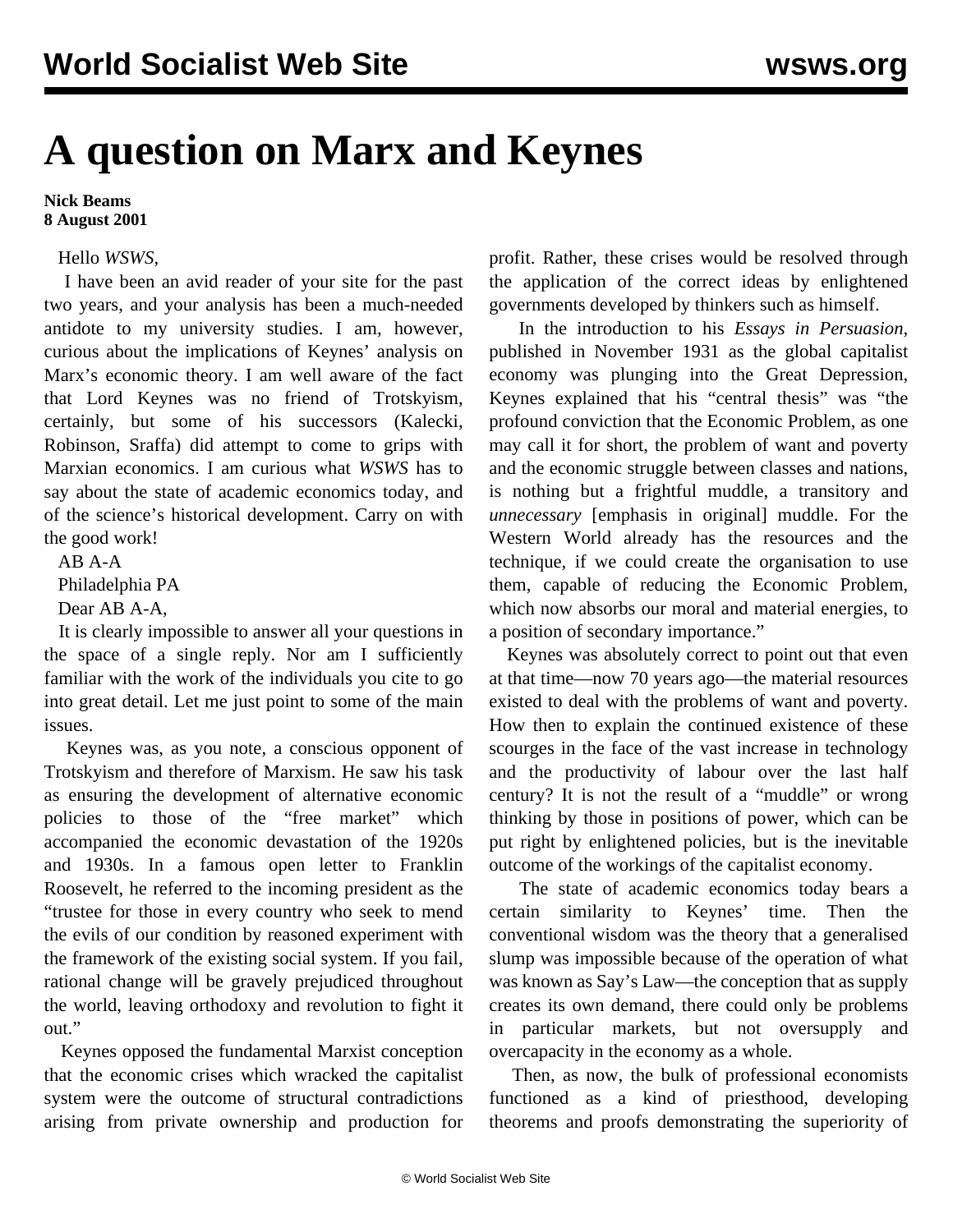# A question on Marx and Keynes

**Nick Beams**
**8 August 2001**

Hello *WSWS*,

I have been an avid reader of your site for the past two years, and your analysis has been a much-needed antidote to my university studies. I am, however, curious about the implications of Keynes' analysis on Marx's economic theory. I am well aware of the fact that Lord Keynes was no friend of Trotskyism, certainly, but some of his successors (Kalecki, Robinson, Sraffa) did attempt to come to grips with Marxian economics. I am curious what *WSWS* has to say about the state of academic economics today, and of the science's historical development. Carry on with the good work!

AB A-A

Philadelphia PA

Dear AB A-A,

It is clearly impossible to answer all your questions in the space of a single reply. Nor am I sufficiently familiar with the work of the individuals you cite to go into great detail. Let me just point to some of the main issues.

Keynes was, as you note, a conscious opponent of Trotskyism and therefore of Marxism. He saw his task as ensuring the development of alternative economic policies to those of the "free market" which accompanied the economic devastation of the 1920s and 1930s. In a famous open letter to Franklin Roosevelt, he referred to the incoming president as the "trustee for those in every country who seek to mend the evils of our condition by reasoned experiment with the framework of the existing social system. If you fail, rational change will be gravely prejudiced throughout the world, leaving orthodoxy and revolution to fight it out."

Keynes opposed the fundamental Marxist conception that the economic crises which wracked the capitalist system were the outcome of structural contradictions arising from private ownership and production for profit. Rather, these crises would be resolved through the application of the correct ideas by enlightened governments developed by thinkers such as himself.

In the introduction to his *Essays in Persuasion*, published in November 1931 as the global capitalist economy was plunging into the Great Depression, Keynes explained that his "central thesis" was "the profound conviction that the Economic Problem, as one may call it for short, the problem of want and poverty and the economic struggle between classes and nations, is nothing but a frightful muddle, a transitory and *unnecessary* [emphasis in original] muddle. For the Western World already has the resources and the technique, if we could create the organisation to use them, capable of reducing the Economic Problem, which now absorbs our moral and material energies, to a position of secondary importance."

Keynes was absolutely correct to point out that even at that time—now 70 years ago—the material resources existed to deal with the problems of want and poverty. How then to explain the continued existence of these scourges in the face of the vast increase in technology and the productivity of labour over the last half century? It is not the result of a "muddle" or wrong thinking by those in positions of power, which can be put right by enlightened policies, but is the inevitable outcome of the workings of the capitalist economy.

The state of academic economics today bears a certain similarity to Keynes' time. Then the conventional wisdom was the theory that a generalised slump was impossible because of the operation of what was known as Say's Law—the conception that as supply creates its own demand, there could only be problems in particular markets, but not oversupply and overcapacity in the economy as a whole.

Then, as now, the bulk of professional economists functioned as a kind of priesthood, developing theorems and proofs demonstrating the superiority of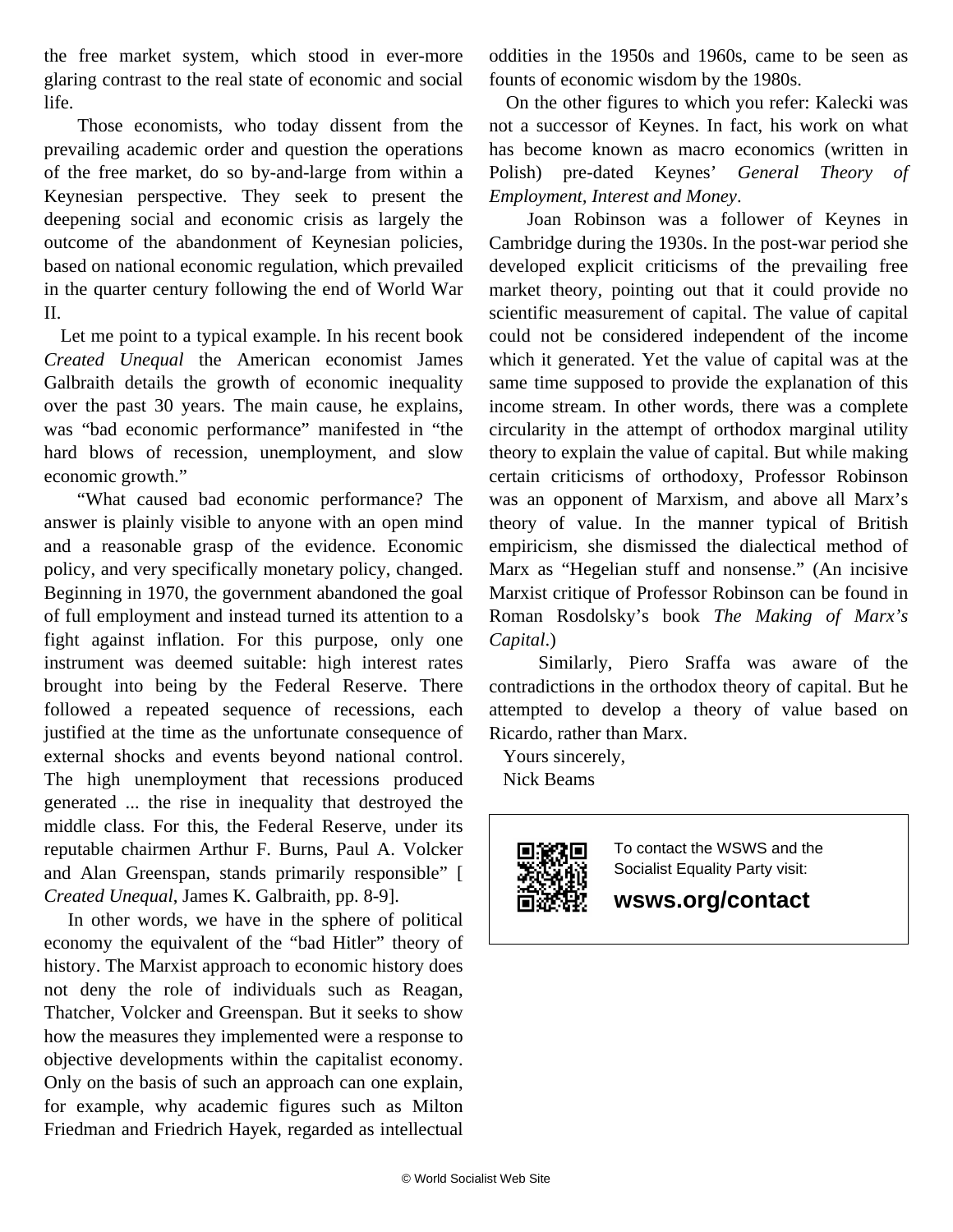the free market system, which stood in ever-more glaring contrast to the real state of economic and social life.

Those economists, who today dissent from the prevailing academic order and question the operations of the free market, do so by-and-large from within a Keynesian perspective. They seek to present the deepening social and economic crisis as largely the outcome of the abandonment of Keynesian policies, based on national economic regulation, which prevailed in the quarter century following the end of World War II.

Let me point to a typical example. In his recent book *Created Unequal* the American economist James Galbraith details the growth of economic inequality over the past 30 years. The main cause, he explains, was "bad economic performance" manifested in "the hard blows of recession, unemployment, and slow economic growth."

"What caused bad economic performance? The answer is plainly visible to anyone with an open mind and a reasonable grasp of the evidence. Economic policy, and very specifically monetary policy, changed. Beginning in 1970, the government abandoned the goal of full employment and instead turned its attention to a fight against inflation. For this purpose, only one instrument was deemed suitable: high interest rates brought into being by the Federal Reserve. There followed a repeated sequence of recessions, each justified at the time as the unfortunate consequence of external shocks and events beyond national control. The high unemployment that recessions produced generated ... the rise in inequality that destroyed the middle class. For this, the Federal Reserve, under its reputable chairmen Arthur F. Burns, Paul A. Volcker and Alan Greenspan, stands primarily responsible" [ *Created Unequal*, James K. Galbraith, pp. 8-9].

In other words, we have in the sphere of political economy the equivalent of the "bad Hitler" theory of history. The Marxist approach to economic history does not deny the role of individuals such as Reagan, Thatcher, Volcker and Greenspan. But it seeks to show how the measures they implemented were a response to objective developments within the capitalist economy. Only on the basis of such an approach can one explain, for example, why academic figures such as Milton Friedman and Friedrich Hayek, regarded as intellectual oddities in the 1950s and 1960s, came to be seen as founts of economic wisdom by the 1980s.

On the other figures to which you refer: Kalecki was not a successor of Keynes. In fact, his work on what has become known as macro economics (written in Polish) pre-dated Keynes' *General Theory of Employment, Interest and Money*.

Joan Robinson was a follower of Keynes in Cambridge during the 1930s. In the post-war period she developed explicit criticisms of the prevailing free market theory, pointing out that it could provide no scientific measurement of capital. The value of capital could not be considered independent of the income which it generated. Yet the value of capital was at the same time supposed to provide the explanation of this income stream. In other words, there was a complete circularity in the attempt of orthodox marginal utility theory to explain the value of capital. But while making certain criticisms of orthodoxy, Professor Robinson was an opponent of Marxism, and above all Marx's theory of value. In the manner typical of British empiricism, she dismissed the dialectical method of Marx as "Hegelian stuff and nonsense." (An incisive Marxist critique of Professor Robinson can be found in Roman Rosdolsky's book *The Making of Marx's Capital*.)

Similarly, Piero Sraffa was aware of the contradictions in the orthodox theory of capital. But he attempted to develop a theory of value based on Ricardo, rather than Marx.

Yours sincerely,
Nick Beams

To contact the WSWS and the Socialist Equality Party visit:

**wsws.org/contact**